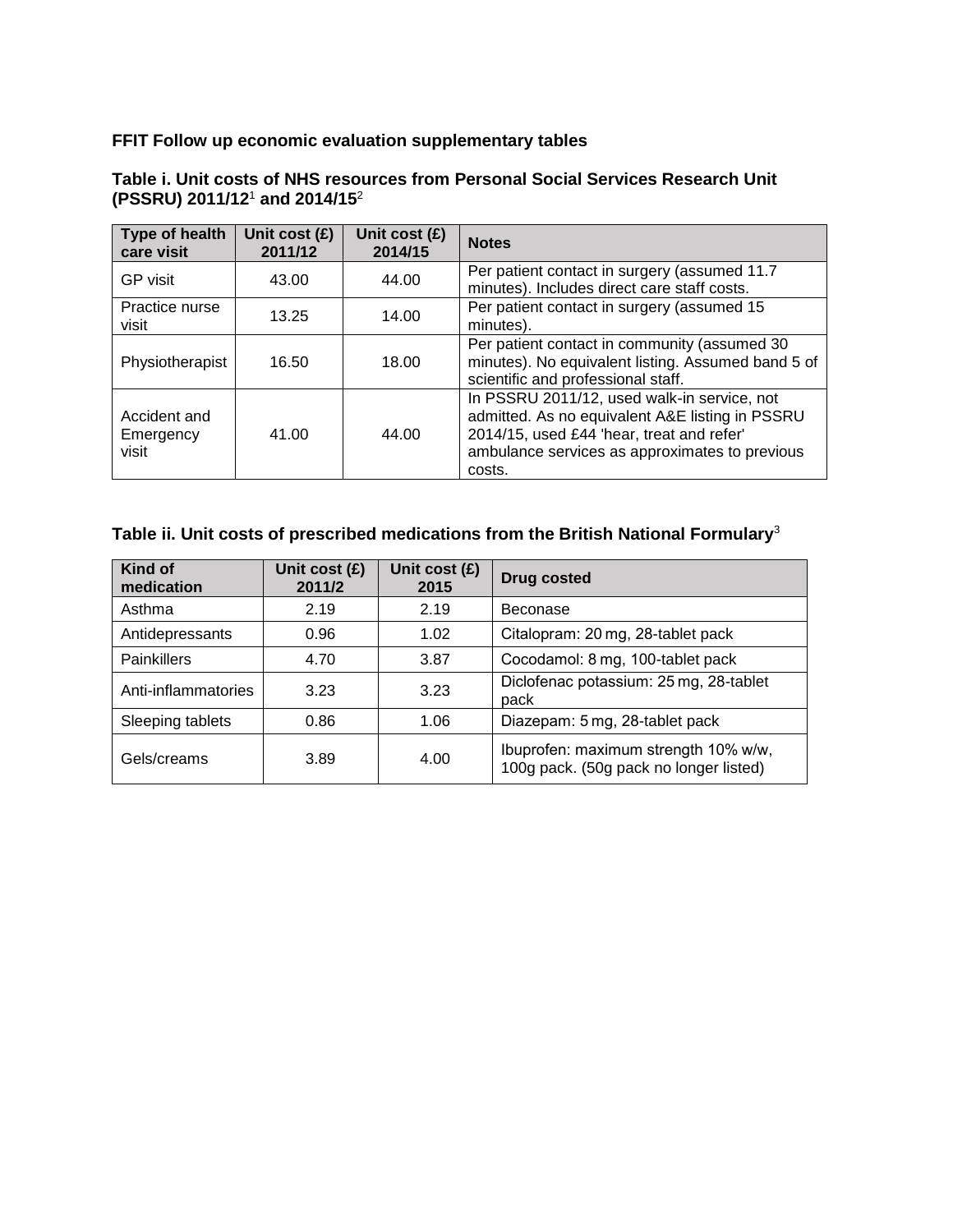**FFIT Follow up economic evaluation supplementary tables**

**Table i. Unit costs of NHS resources from Personal Social Services Research Unit (PSSRU) 2011/12[1] and 2014/15[2]**

| Type of health care visit | Unit cost (£) 2011/12 | Unit cost (£) 2014/15 | Notes |
|---|---|---|---|
| GP visit | 43.00 | 44.00 | Per patient contact in surgery (assumed 11.7 minutes). Includes direct care staff costs. |
| Practice nurse visit | 13.25 | 14.00 | Per patient contact in surgery (assumed 15 minutes). |
| Physiotherapist | 16.50 | 18.00 | Per patient contact in community (assumed 30 minutes). No equivalent listing. Assumed band 5 of scientific and professional staff. |
| Accident and Emergency visit | 41.00 | 44.00 | In PSSRU 2011/12, used walk-in service, not admitted. As no equivalent A&E listing in PSSRU 2014/15, used £44 'hear, treat and refer' ambulance services as approximates to previous costs. |

**Table ii. Unit costs of prescribed medications from the British National Formulary[3]**

| Kind of medication | Unit cost (£) 2011/2 | Unit cost (£) 2015 | Drug costed |
|---|---|---|---|
| Asthma | 2.19 | 2.19 | Beconase |
| Antidepressants | 0.96 | 1.02 | Citalopram: 20 mg, 28-tablet pack |
| Painkillers | 4.70 | 3.87 | Cocodamol: 8 mg, 100-tablet pack |
| Anti-inflammatories | 3.23 | 3.23 | Diclofenac potassium: 25 mg, 28-tablet pack |
| Sleeping tablets | 0.86 | 1.06 | Diazepam: 5 mg, 28-tablet pack |
| Gels/creams | 3.89 | 4.00 | Ibuprofen: maximum strength 10% w/w, 100g pack. (50g pack no longer listed) |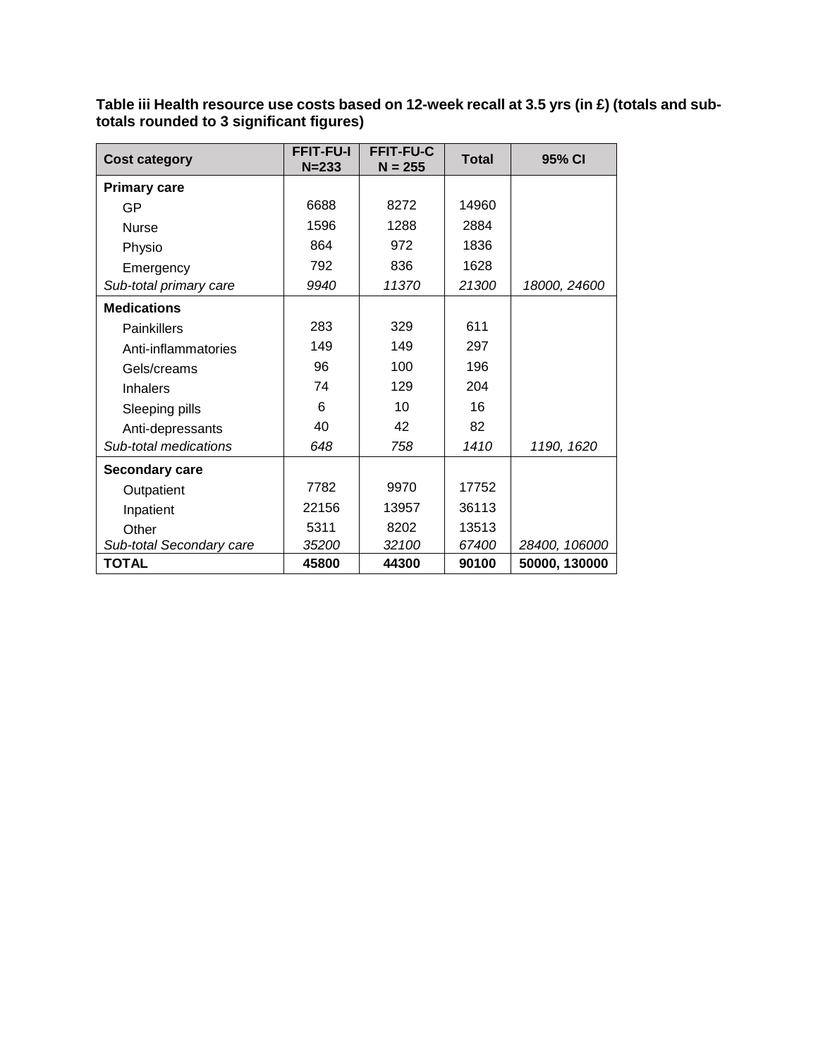**Table iii Health resource use costs based on 12-week recall at 3.5 yrs (in £) (totals and sub-totals rounded to 3 significant figures)**

| Cost category | FFIT-FU-I N=233 | FFIT-FU-C N = 255 | Total | 95% CI |
|---|---|---|---|---|
| **Primary care** | | | | |
| GP | 6688 | 8272 | 14960 | |
| Nurse | 1596 | 1288 | 2884 | |
| Physio | 864 | 972 | 1836 | |
| Emergency | 792 | 836 | 1628 | |
| *Sub-total primary care* | *9940* | *11370* | *21300* | *18000, 24600* |
| **Medications** | | | | |
| Painkillers | 283 | 329 | 611 | |
| Anti-inflammatories | 149 | 149 | 297 | |
| Gels/creams | 96 | 100 | 196 | |
| Inhalers | 74 | 129 | 204 | |
| Sleeping pills | 6 | 10 | 16 | |
| Anti-depressants | 40 | 42 | 82 | |
| *Sub-total medications* | *648* | *758* | *1410* | *1190, 1620* |
| **Secondary care** | | | | |
| Outpatient | 7782 | 9970 | 17752 | |
| Inpatient | 22156 | 13957 | 36113 | |
| Other | 5311 | 8202 | 13513 | |
| *Sub-total Secondary care* | *35200* | *32100* | *67400* | *28400, 106000* |
| **TOTAL** | **45800** | **44300** | **90100** | **50000, 130000** |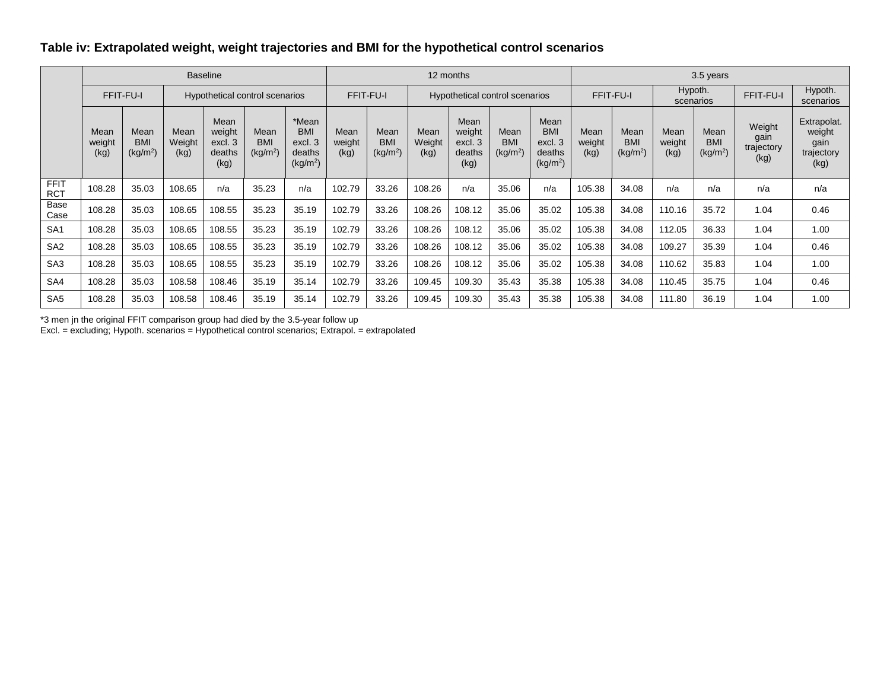**Table iv: Extrapolated weight, weight trajectories and BMI for the hypothetical control scenarios**

| | Baseline | | | | | | 12 months | | | | | | 3.5 years | | | | | |
|---|---|---|---|---|---|---|---|---|---|---|---|---|---|---|---|---|---|---|
| | FFIT-FU-I | | Hypothetical control scenarios | | | | FFIT-FU-I | | Hypothetical control scenarios | | | | FFIT-FU-I | | Hypoth. scenarios | | FFIT-FU-I | Hypoth. scenarios |
| | Mean weight (kg) | Mean BMI ($kg/m^2$) | Mean Weight (kg) | Mean weight excl. 3 deaths (kg) | Mean BMI ($kg/m^2$) | *Mean BMI excl. 3 deaths ($kg/m^2$) | Mean weight (kg) | Mean BMI ($kg/m^2$) | Mean Weight (kg) | Mean weight excl. 3 deaths (kg) | Mean BMI ($kg/m^2$) | Mean BMI excl. 3 deaths ($kg/m^2$) | Mean weight (kg) | Mean BMI ($kg/m^2$) | Mean weight (kg) | Mean BMI ($kg/m^2$) | Weight gain trajectory (kg) | Extrapolat. weight gain trajectory (kg) |
| FFIT RCT | 108.28 | 35.03 | 108.65 | n/a | 35.23 | n/a | 102.79 | 33.26 | 108.26 | n/a | 35.06 | n/a | 105.38 | 34.08 | n/a | n/a | n/a | n/a |
| Base Case | 108.28 | 35.03 | 108.65 | 108.55 | 35.23 | 35.19 | 102.79 | 33.26 | 108.26 | 108.12 | 35.06 | 35.02 | 105.38 | 34.08 | 110.16 | 35.72 | 1.04 | 0.46 |
| SA1 | 108.28 | 35.03 | 108.65 | 108.55 | 35.23 | 35.19 | 102.79 | 33.26 | 108.26 | 108.12 | 35.06 | 35.02 | 105.38 | 34.08 | 112.05 | 36.33 | 1.04 | 1.00 |
| SA2 | 108.28 | 35.03 | 108.65 | 108.55 | 35.23 | 35.19 | 102.79 | 33.26 | 108.26 | 108.12 | 35.06 | 35.02 | 105.38 | 34.08 | 109.27 | 35.39 | 1.04 | 0.46 |
| SA3 | 108.28 | 35.03 | 108.65 | 108.55 | 35.23 | 35.19 | 102.79 | 33.26 | 108.26 | 108.12 | 35.06 | 35.02 | 105.38 | 34.08 | 110.62 | 35.83 | 1.04 | 1.00 |
| SA4 | 108.28 | 35.03 | 108.58 | 108.46 | 35.19 | 35.14 | 102.79 | 33.26 | 109.45 | 109.30 | 35.43 | 35.38 | 105.38 | 34.08 | 110.45 | 35.75 | 1.04 | 0.46 |
| SA5 | 108.28 | 35.03 | 108.58 | 108.46 | 35.19 | 35.14 | 102.79 | 33.26 | 109.45 | 109.30 | 35.43 | 35.38 | 105.38 | 34.08 | 111.80 | 36.19 | 1.04 | 1.00 |

*3 men jn the original FFIT comparison group had died by the 3.5-year follow up
Excl. = excluding; Hypoth. scenarios = Hypothetical control scenarios; Extrapol. = extrapolated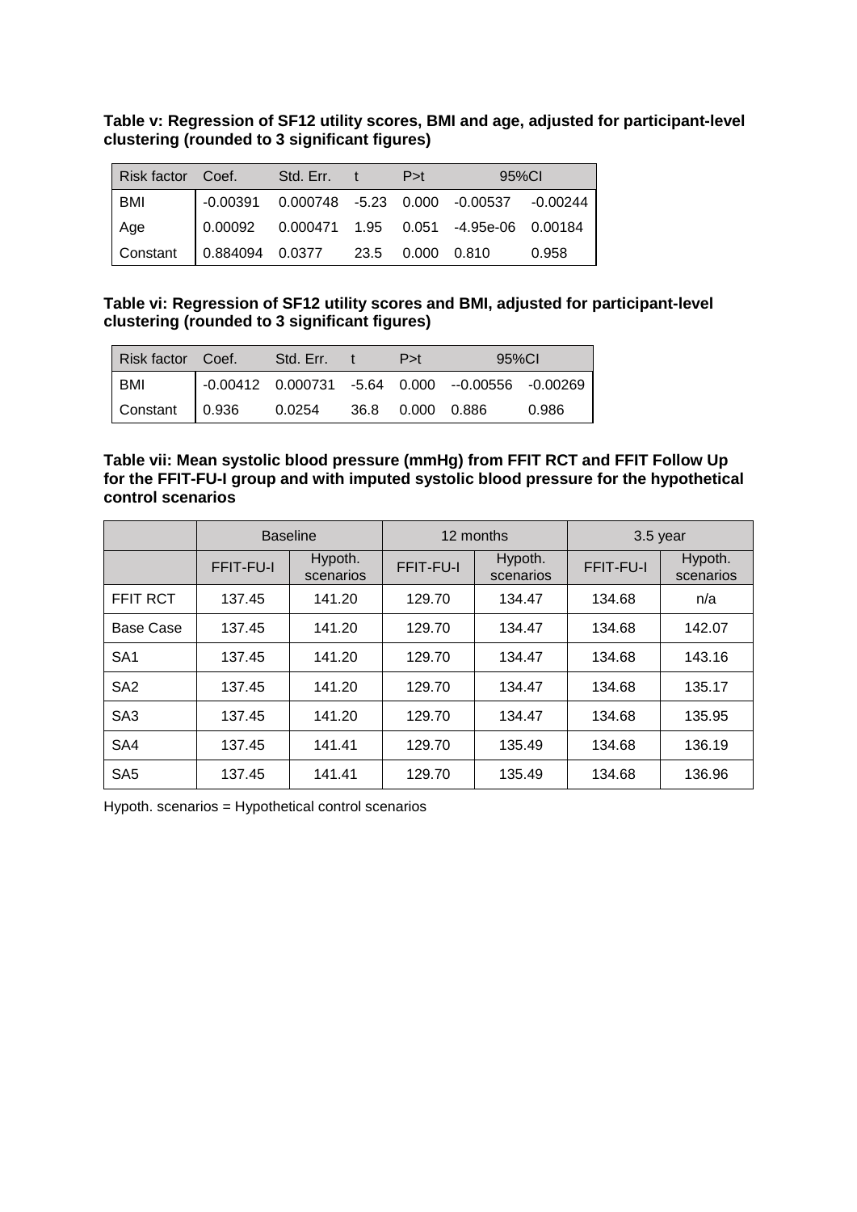**Table v: Regression of SF12 utility scores, BMI and age, adjusted for participant-level clustering (rounded to 3 significant figures)**

| Risk factor | Coef. | Std. Err. | t | P>t | 95%CI | |
|---|---|---|---|---|---|---|
| BMI | -0.00391 | 0.000748 | -5.23 | 0.000 | -0.00537 | -0.00244 |
| Age | 0.00092 | 0.000471 | 1.95 | 0.051 | -4.95e-06 | 0.00184 |
| Constant | 0.884094 | 0.0377 | 23.5 | 0.000 | 0.810 | 0.958 |

**Table vi: Regression of SF12 utility scores and BMI, adjusted for participant-level clustering (rounded to 3 significant figures)**

| Risk factor | Coef. | Std. Err. | t | P>t | 95%CI | |
|---|---|---|---|---|---|---|
| BMI | -0.00412 | 0.000731 | -5.64 | 0.000 | --0.00556 | -0.00269 |
| Constant | 0.936 | 0.0254 | 36.8 | 0.000 | 0.886 | 0.986 |

**Table vii: Mean systolic blood pressure (mmHg) from FFIT RCT and FFIT Follow Up for the FFIT-FU-I group and with imputed systolic blood pressure for the hypothetical control scenarios**

| | Baseline | | 12 months | | 3.5 year | |
|---|---|---|---|---|---|---|
| | FFIT-FU-I | Hypoth. scenarios | FFIT-FU-I | Hypoth. scenarios | FFIT-FU-I | Hypoth. scenarios |
| FFIT RCT | 137.45 | 141.20 | 129.70 | 134.47 | 134.68 | n/a |
| Base Case | 137.45 | 141.20 | 129.70 | 134.47 | 134.68 | 142.07 |
| SA1 | 137.45 | 141.20 | 129.70 | 134.47 | 134.68 | 143.16 |
| SA2 | 137.45 | 141.20 | 129.70 | 134.47 | 134.68 | 135.17 |
| SA3 | 137.45 | 141.20 | 129.70 | 134.47 | 134.68 | 135.95 |
| SA4 | 137.45 | 141.41 | 129.70 | 135.49 | 134.68 | 136.19 |
| SA5 | 137.45 | 141.41 | 129.70 | 135.49 | 134.68 | 136.96 |

Hypoth. scenarios = Hypothetical control scenarios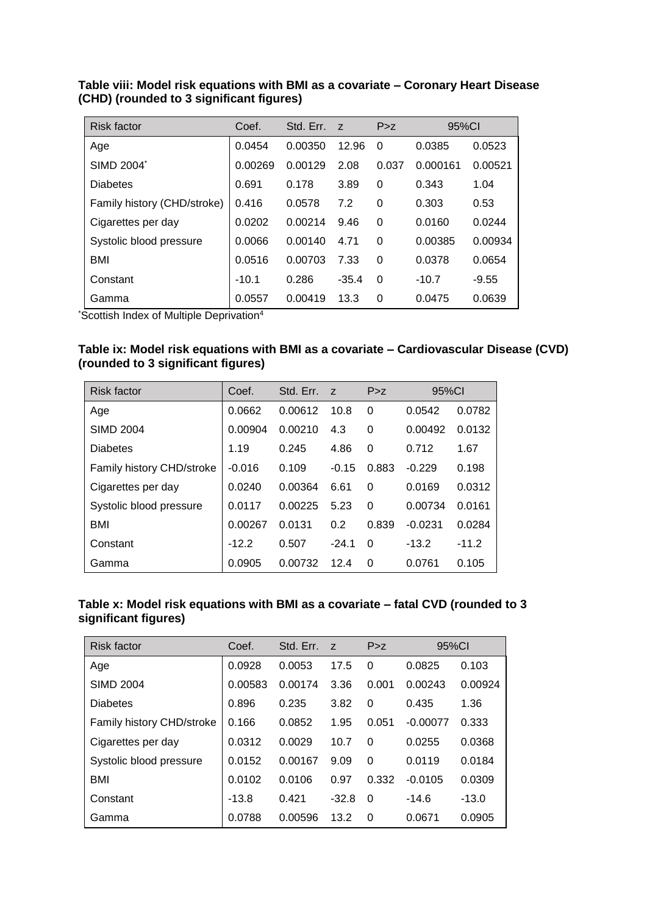**Table viii: Model risk equations with BMI as a covariate – Coronary Heart Disease (CHD) (rounded to 3 significant figures)**

| Risk factor | Coef. | Std. Err. | z | P>z | 95%CI | |
|---|---|---|---|---|---|---|
| Age | 0.0454 | 0.00350 | 12.96 | 0 | 0.0385 | 0.0523 |
| SIMD 2004* | 0.00269 | 0.00129 | 2.08 | 0.037 | 0.000161 | 0.00521 |
| Diabetes | 0.691 | 0.178 | 3.89 | 0 | 0.343 | 1.04 |
| Family history (CHD/stroke) | 0.416 | 0.0578 | 7.2 | 0 | 0.303 | 0.53 |
| Cigarettes per day | 0.0202 | 0.00214 | 9.46 | 0 | 0.0160 | 0.0244 |
| Systolic blood pressure | 0.0066 | 0.00140 | 4.71 | 0 | 0.00385 | 0.00934 |
| BMI | 0.0516 | 0.00703 | 7.33 | 0 | 0.0378 | 0.0654 |
| Constant | -10.1 | 0.286 | -35.4 | 0 | -10.7 | -9.55 |
| Gamma | 0.0557 | 0.00419 | 13.3 | 0 | 0.0475 | 0.0639 |

*Scottish Index of Multiple Deprivation[4]

**Table ix: Model risk equations with BMI as a covariate – Cardiovascular Disease (CVD) (rounded to 3 significant figures)**

| Risk factor | Coef. | Std. Err. | z | P>z | 95%CI | |
|---|---|---|---|---|---|---|
| Age | 0.0662 | 0.00612 | 10.8 | 0 | 0.0542 | 0.0782 |
| SIMD 2004 | 0.00904 | 0.00210 | 4.3 | 0 | 0.00492 | 0.0132 |
| Diabetes | 1.19 | 0.245 | 4.86 | 0 | 0.712 | 1.67 |
| Family history CHD/stroke | -0.016 | 0.109 | -0.15 | 0.883 | -0.229 | 0.198 |
| Cigarettes per day | 0.0240 | 0.00364 | 6.61 | 0 | 0.0169 | 0.0312 |
| Systolic blood pressure | 0.0117 | 0.00225 | 5.23 | 0 | 0.00734 | 0.0161 |
| BMI | 0.00267 | 0.0131 | 0.2 | 0.839 | -0.0231 | 0.0284 |
| Constant | -12.2 | 0.507 | -24.1 | 0 | -13.2 | -11.2 |
| Gamma | 0.0905 | 0.00732 | 12.4 | 0 | 0.0761 | 0.105 |

**Table x: Model risk equations with BMI as a covariate – fatal CVD (rounded to 3 significant figures)**

| Risk factor | Coef. | Std. Err. | z | P>z | 95%CI | |
|---|---|---|---|---|---|---|
| Age | 0.0928 | 0.0053 | 17.5 | 0 | 0.0825 | 0.103 |
| SIMD 2004 | 0.00583 | 0.00174 | 3.36 | 0.001 | 0.00243 | 0.00924 |
| Diabetes | 0.896 | 0.235 | 3.82 | 0 | 0.435 | 1.36 |
| Family history CHD/stroke | 0.166 | 0.0852 | 1.95 | 0.051 | -0.00077 | 0.333 |
| Cigarettes per day | 0.0312 | 0.0029 | 10.7 | 0 | 0.0255 | 0.0368 |
| Systolic blood pressure | 0.0152 | 0.00167 | 9.09 | 0 | 0.0119 | 0.0184 |
| BMI | 0.0102 | 0.0106 | 0.97 | 0.332 | -0.0105 | 0.0309 |
| Constant | -13.8 | 0.421 | -32.8 | 0 | -14.6 | -13.0 |
| Gamma | 0.0788 | 0.00596 | 13.2 | 0 | 0.0671 | 0.0905 |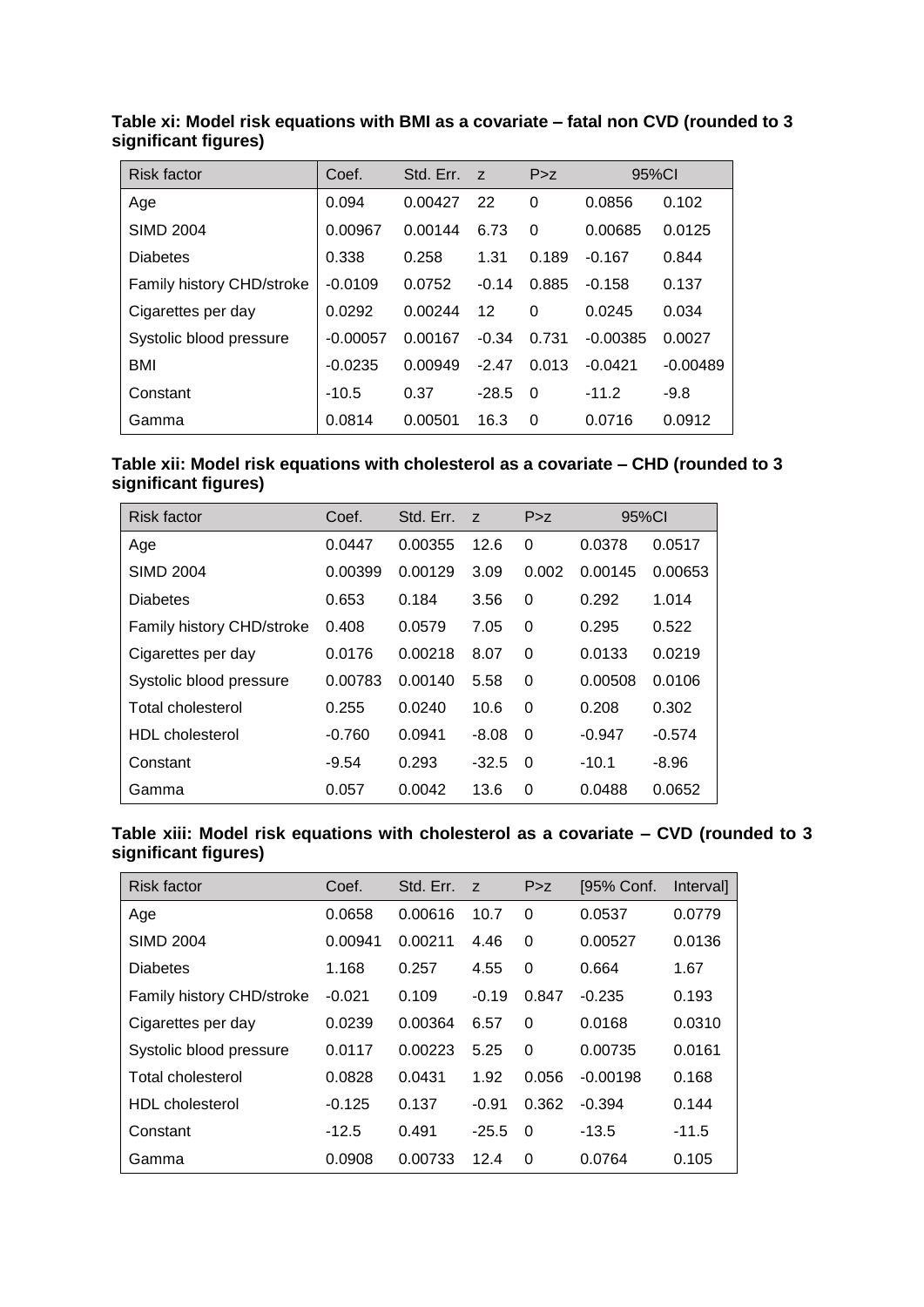**Table xi: Model risk equations with BMI as a covariate – fatal non CVD (rounded to 3 significant figures)**

| Risk factor | Coef. | Std. Err. | z | P>z | 95%CI | |
|---|---|---|---|---|---|---|
| Age | 0.094 | 0.00427 | 22 | 0 | 0.0856 | 0.102 |
| SIMD 2004 | 0.00967 | 0.00144 | 6.73 | 0 | 0.00685 | 0.0125 |
| Diabetes | 0.338 | 0.258 | 1.31 | 0.189 | -0.167 | 0.844 |
| Family history CHD/stroke | -0.0109 | 0.0752 | -0.14 | 0.885 | -0.158 | 0.137 |
| Cigarettes per day | 0.0292 | 0.00244 | 12 | 0 | 0.0245 | 0.034 |
| Systolic blood pressure | -0.00057 | 0.00167 | -0.34 | 0.731 | -0.00385 | 0.0027 |
| BMI | -0.0235 | 0.00949 | -2.47 | 0.013 | -0.0421 | -0.00489 |
| Constant | -10.5 | 0.37 | -28.5 | 0 | -11.2 | -9.8 |
| Gamma | 0.0814 | 0.00501 | 16.3 | 0 | 0.0716 | 0.0912 |

**Table xii: Model risk equations with cholesterol as a covariate – CHD (rounded to 3 significant figures)**

| Risk factor | Coef. | Std. Err. | z | P>z | 95%CI | |
|---|---|---|---|---|---|---|
| Age | 0.0447 | 0.00355 | 12.6 | 0 | 0.0378 | 0.0517 |
| SIMD 2004 | 0.00399 | 0.00129 | 3.09 | 0.002 | 0.00145 | 0.00653 |
| Diabetes | 0.653 | 0.184 | 3.56 | 0 | 0.292 | 1.014 |
| Family history CHD/stroke | 0.408 | 0.0579 | 7.05 | 0 | 0.295 | 0.522 |
| Cigarettes per day | 0.0176 | 0.00218 | 8.07 | 0 | 0.0133 | 0.0219 |
| Systolic blood pressure | 0.00783 | 0.00140 | 5.58 | 0 | 0.00508 | 0.0106 |
| Total cholesterol | 0.255 | 0.0240 | 10.6 | 0 | 0.208 | 0.302 |
| HDL cholesterol | -0.760 | 0.0941 | -8.08 | 0 | -0.947 | -0.574 |
| Constant | -9.54 | 0.293 | -32.5 | 0 | -10.1 | -8.96 |
| Gamma | 0.057 | 0.0042 | 13.6 | 0 | 0.0488 | 0.0652 |

**Table xiii: Model risk equations with cholesterol as a covariate – CVD (rounded to 3 significant figures)**

| Risk factor | Coef. | Std. Err. | z | P>z | [95% Conf. | Interval] |
|---|---|---|---|---|---|---|
| Age | 0.0658 | 0.00616 | 10.7 | 0 | 0.0537 | 0.0779 |
| SIMD 2004 | 0.00941 | 0.00211 | 4.46 | 0 | 0.00527 | 0.0136 |
| Diabetes | 1.168 | 0.257 | 4.55 | 0 | 0.664 | 1.67 |
| Family history CHD/stroke | -0.021 | 0.109 | -0.19 | 0.847 | -0.235 | 0.193 |
| Cigarettes per day | 0.0239 | 0.00364 | 6.57 | 0 | 0.0168 | 0.0310 |
| Systolic blood pressure | 0.0117 | 0.00223 | 5.25 | 0 | 0.00735 | 0.0161 |
| Total cholesterol | 0.0828 | 0.0431 | 1.92 | 0.056 | -0.00198 | 0.168 |
| HDL cholesterol | -0.125 | 0.137 | -0.91 | 0.362 | -0.394 | 0.144 |
| Constant | -12.5 | 0.491 | -25.5 | 0 | -13.5 | -11.5 |
| Gamma | 0.0908 | 0.00733 | 12.4 | 0 | 0.0764 | 0.105 |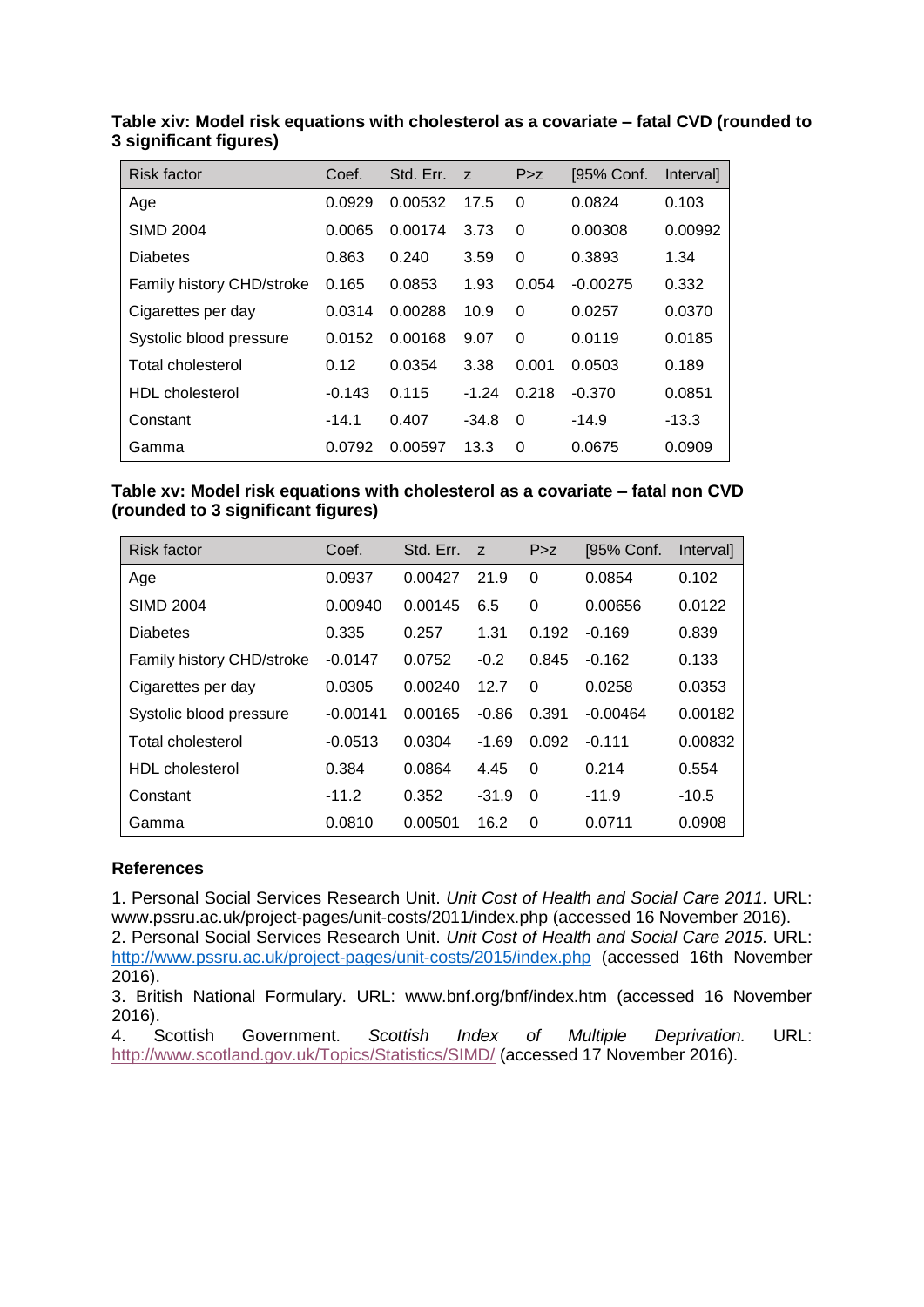**Table xiv: Model risk equations with cholesterol as a covariate – fatal CVD (rounded to 3 significant figures)**

| Risk factor | Coef. | Std. Err. | z | P>z | [95% Conf. | Interval] |
|---|---|---|---|---|---|---|
| Age | 0.0929 | 0.00532 | 17.5 | 0 | 0.0824 | 0.103 |
| SIMD 2004 | 0.0065 | 0.00174 | 3.73 | 0 | 0.00308 | 0.00992 |
| Diabetes | 0.863 | 0.240 | 3.59 | 0 | 0.3893 | 1.34 |
| Family history CHD/stroke | 0.165 | 0.0853 | 1.93 | 0.054 | -0.00275 | 0.332 |
| Cigarettes per day | 0.0314 | 0.00288 | 10.9 | 0 | 0.0257 | 0.0370 |
| Systolic blood pressure | 0.0152 | 0.00168 | 9.07 | 0 | 0.0119 | 0.0185 |
| Total cholesterol | 0.12 | 0.0354 | 3.38 | 0.001 | 0.0503 | 0.189 |
| HDL cholesterol | -0.143 | 0.115 | -1.24 | 0.218 | -0.370 | 0.0851 |
| Constant | -14.1 | 0.407 | -34.8 | 0 | -14.9 | -13.3 |
| Gamma | 0.0792 | 0.00597 | 13.3 | 0 | 0.0675 | 0.0909 |

**Table xv: Model risk equations with cholesterol as a covariate – fatal non CVD (rounded to 3 significant figures)**

| Risk factor | Coef. | Std. Err. | z | P>z | [95% Conf. | Interval] |
|---|---|---|---|---|---|---|
| Age | 0.0937 | 0.00427 | 21.9 | 0 | 0.0854 | 0.102 |
| SIMD 2004 | 0.00940 | 0.00145 | 6.5 | 0 | 0.00656 | 0.0122 |
| Diabetes | 0.335 | 0.257 | 1.31 | 0.192 | -0.169 | 0.839 |
| Family history CHD/stroke | -0.0147 | 0.0752 | -0.2 | 0.845 | -0.162 | 0.133 |
| Cigarettes per day | 0.0305 | 0.00240 | 12.7 | 0 | 0.0258 | 0.0353 |
| Systolic blood pressure | -0.00141 | 0.00165 | -0.86 | 0.391 | -0.00464 | 0.00182 |
| Total cholesterol | -0.0513 | 0.0304 | -1.69 | 0.092 | -0.111 | 0.00832 |
| HDL cholesterol | 0.384 | 0.0864 | 4.45 | 0 | 0.214 | 0.554 |
| Constant | -11.2 | 0.352 | -31.9 | 0 | -11.9 | -10.5 |
| Gamma | 0.0810 | 0.00501 | 16.2 | 0 | 0.0711 | 0.0908 |

### References

1. Personal Social Services Research Unit. *Unit Cost of Health and Social Care 2011.* URL: www.pssru.ac.uk/project-pages/unit-costs/2011/index.php (accessed 16 November 2016).
2. Personal Social Services Research Unit. *Unit Cost of Health and Social Care 2015.* URL: http://www.pssru.ac.uk/project-pages/unit-costs/2015/index.php (accessed 16th November 2016).
3. British National Formulary. URL: www.bnf.org/bnf/index.htm (accessed 16 November 2016).
4. Scottish Government. *Scottish Index of Multiple Deprivation.* URL: http://www.scotland.gov.uk/Topics/Statistics/SIMD/ (accessed 17 November 2016).